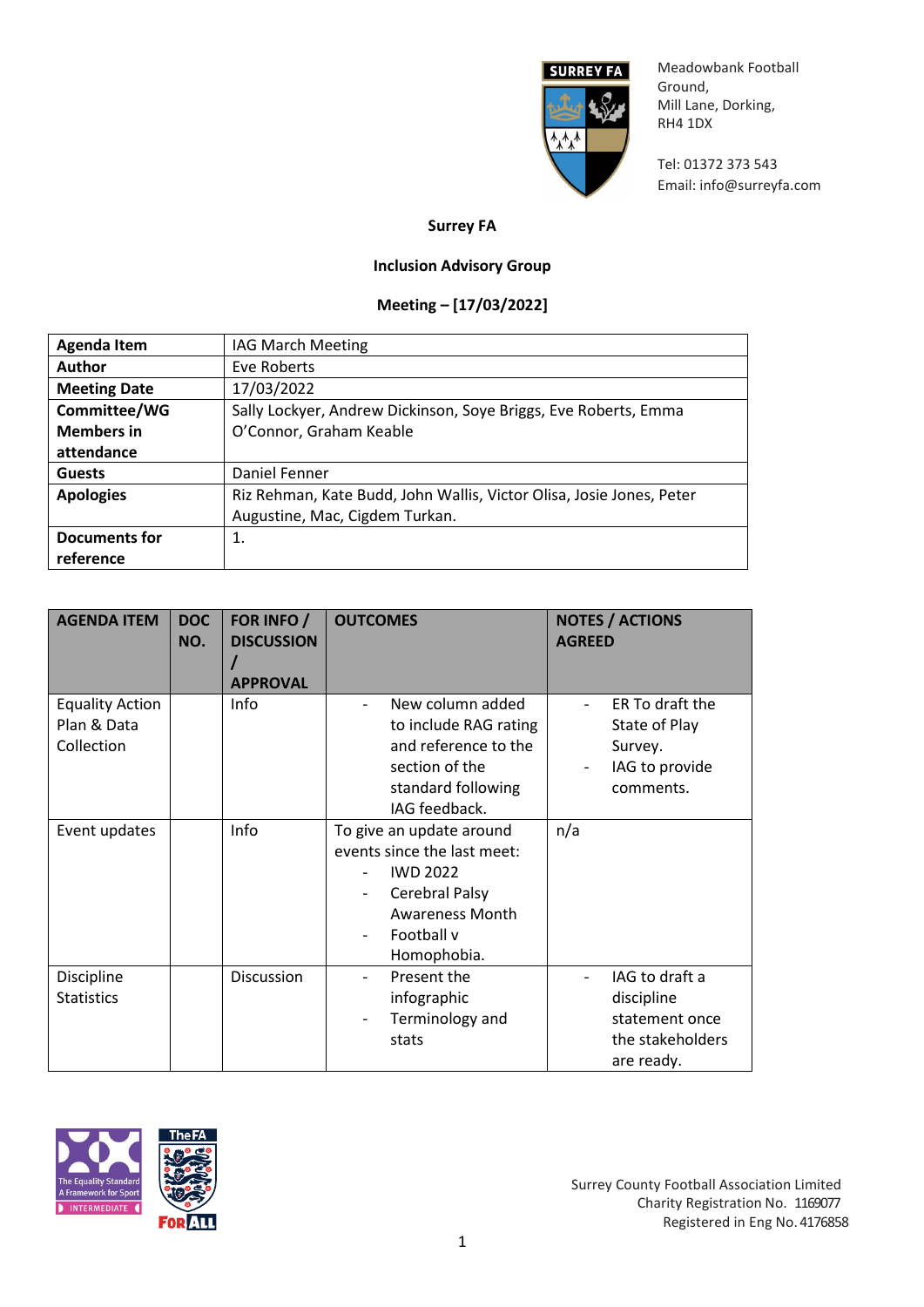Meadowbank Football Ground,
Mill Lane, Dorking,
RH4 1DX

Tel: 01372 373 543
Email: info@surreyfa.com

**Surrey FA**

**Inclusion Advisory Group**

**Meeting – [17/03/2022]**

| **Agenda Item** | IAG March Meeting |
|---|---|
| **Author** | Eve Roberts |
| **Meeting Date** | 17/03/2022 |
| **Committee/WG Members in attendance** | Sally Lockyer, Andrew Dickinson, Soye Briggs, Eve Roberts, Emma O'Connor, Graham Keable |
| **Guests** | Daniel Fenner |
| **Apologies** | Riz Rehman, Kate Budd, John Wallis, Victor Olisa, Josie Jones, Peter Augustine, Mac, Cigdem Turkan. |
| **Documents for reference** | 1. |

| **AGENDA ITEM** | **DOC NO.** | **FOR INFO / DISCUSSION / APPROVAL** | **OUTCOMES** | **NOTES / ACTIONS AGREED** |
|---|---|---|---|---|
| Equality Action Plan & Data Collection | | Info | - New column added to include RAG rating and reference to the section of the standard following IAG feedback. | - ER To draft the State of Play Survey.<br>- IAG to provide comments. |
| Event updates | | Info | To give an update around events since the last meet:<br>- IWD 2022<br>- Cerebral Palsy Awareness Month<br>- Football v Homophobia. | n/a |
| Discipline Statistics | | Discussion | - Present the infographic<br>- Terminology and stats | - IAG to draft a discipline statement once the stakeholders are ready. |

Surrey County Football Association Limited
Charity Registration No. 1169077
Registered in Eng No. 4176858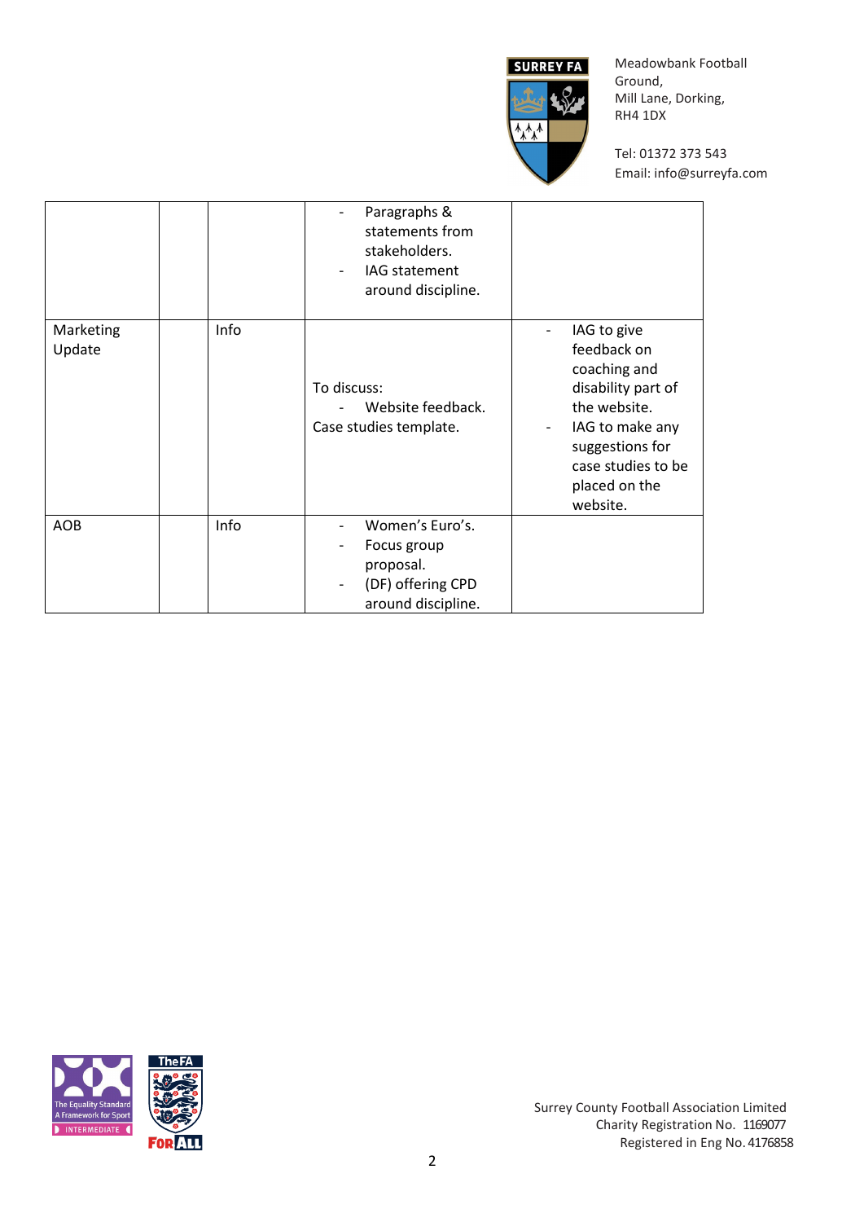| | | | | |
|---|---|---|---|---|
| | | | - Paragraphs & statements from stakeholders.<br>- IAG statement around discipline. | |
| Marketing Update | | Info | To discuss:<br>- Website feedback.<br>Case studies template. | - IAG to give feedback on coaching and disability part of the website.<br>- IAG to make any suggestions for case studies to be placed on the website. |
| AOB | | Info | - Women's Euro's.<br>- Focus group proposal.<br>- (DF) offering CPD around discipline. | |

Surrey County Football Association Limited
Charity Registration No. 1169077
Registered in Eng No. 4176858